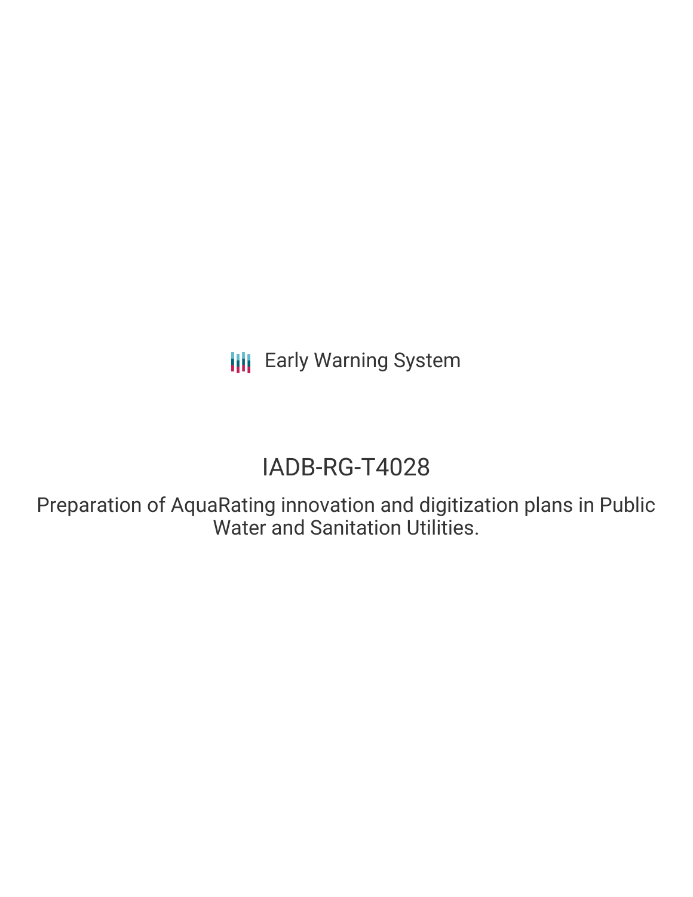Early Warning System

# IADB-RG-T4028

Preparation of AquaRating innovation and digitization plans in Public Water and Sanitation Utilities.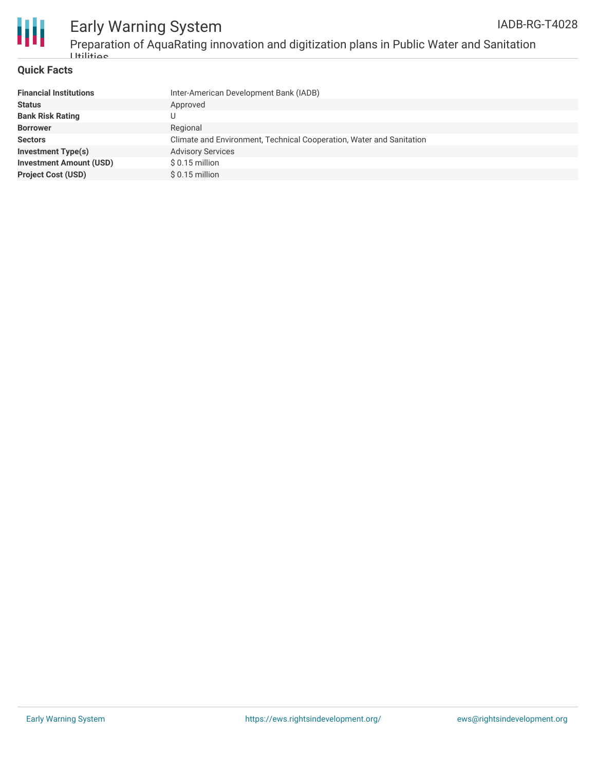## Quick Facts

| | |
|---|---|
| **Financial Institutions** | Inter-American Development Bank (IADB) |
| **Status** | Approved |
| **Bank Risk Rating** | U |
| **Borrower** | Regional |
| **Sectors** | Climate and Environment, Technical Cooperation, Water and Sanitation |
| **Investment Type(s)** | Advisory Services |
| **Investment Amount (USD)** | $ 0.15 million |
| **Project Cost (USD)** | $ 0.15 million |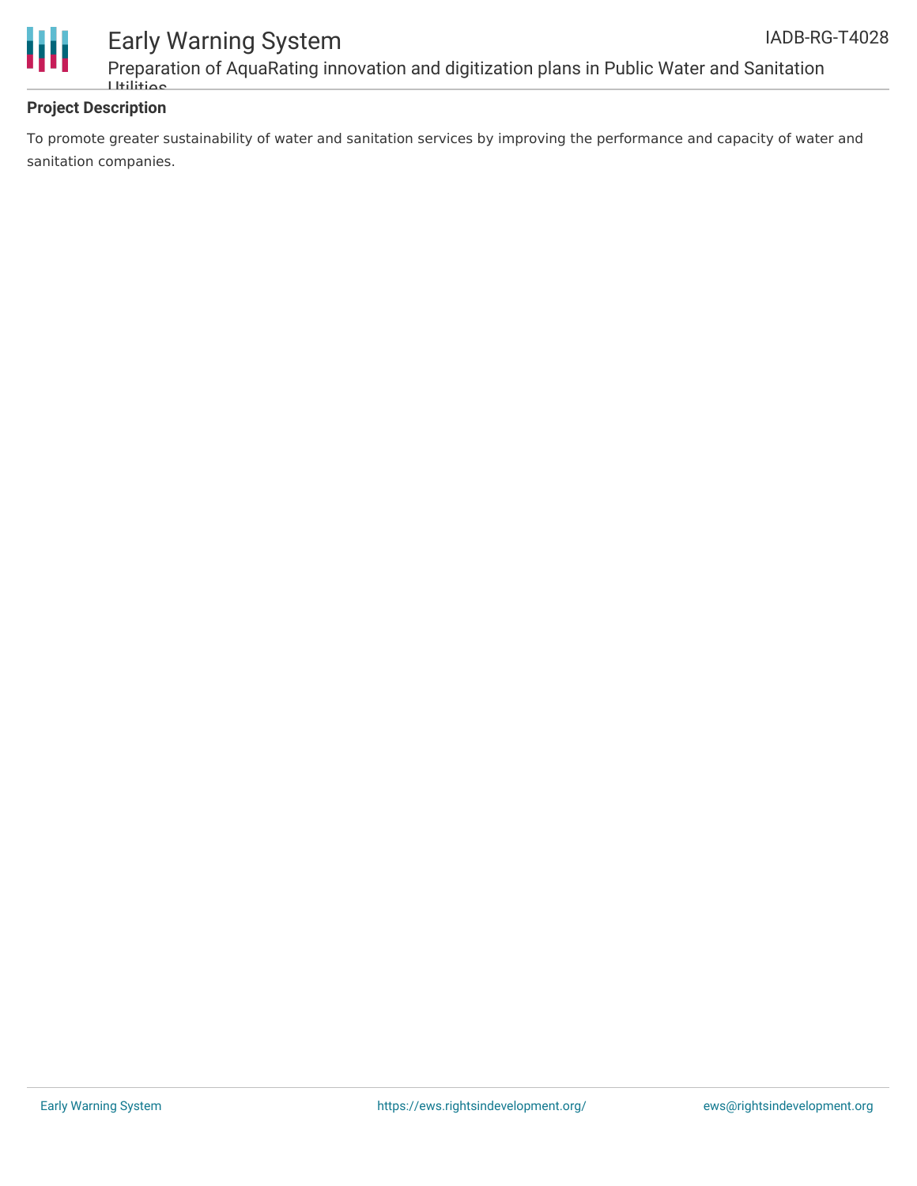## Project Description

To promote greater sustainability of water and sanitation services by improving the performance and capacity of water and sanitation companies.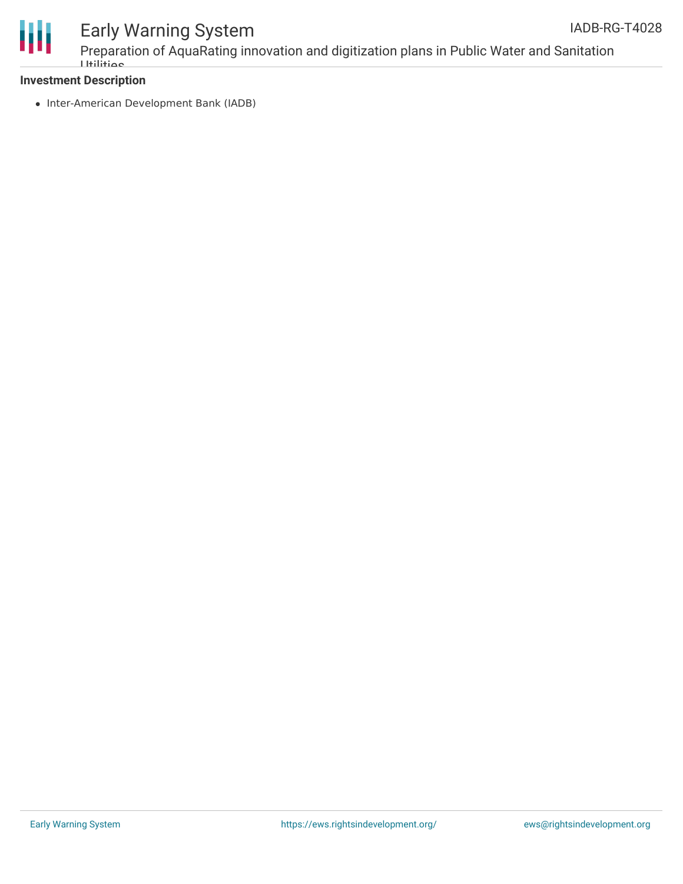**Investment Description**

- Inter-American Development Bank (IADB)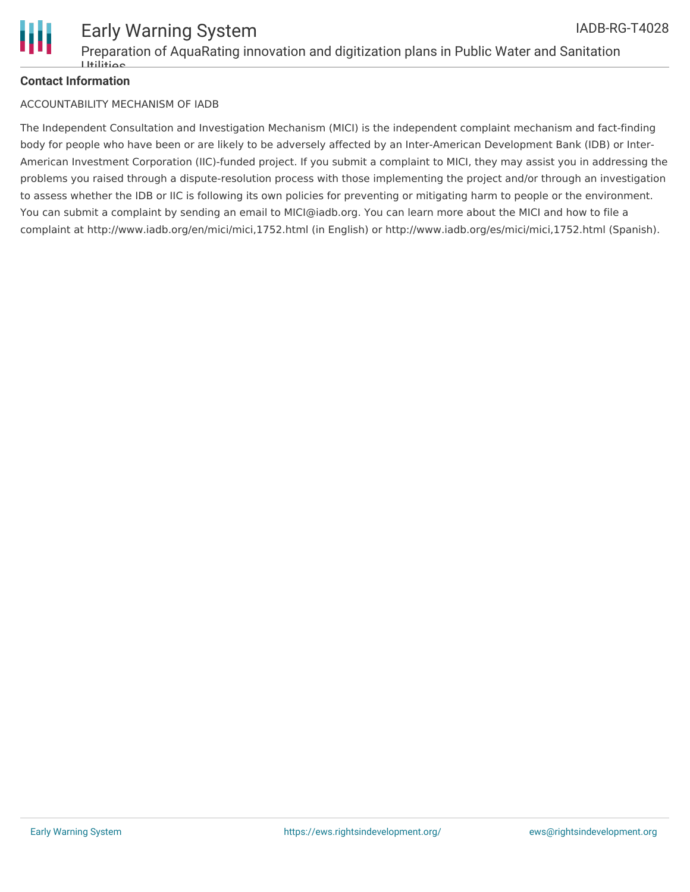**Contact Information**

ACCOUNTABILITY MECHANISM OF IADB

The Independent Consultation and Investigation Mechanism (MICI) is the independent complaint mechanism and fact-finding body for people who have been or are likely to be adversely affected by an Inter-American Development Bank (IDB) or Inter-American Investment Corporation (IIC)-funded project. If you submit a complaint to MICI, they may assist you in addressing the problems you raised through a dispute-resolution process with those implementing the project and/or through an investigation to assess whether the IDB or IIC is following its own policies for preventing or mitigating harm to people or the environment. You can submit a complaint by sending an email to MICI@iadb.org. You can learn more about the MICI and how to file a complaint at http://www.iadb.org/en/mici/mici,1752.html (in English) or http://www.iadb.org/es/mici/mici,1752.html (Spanish).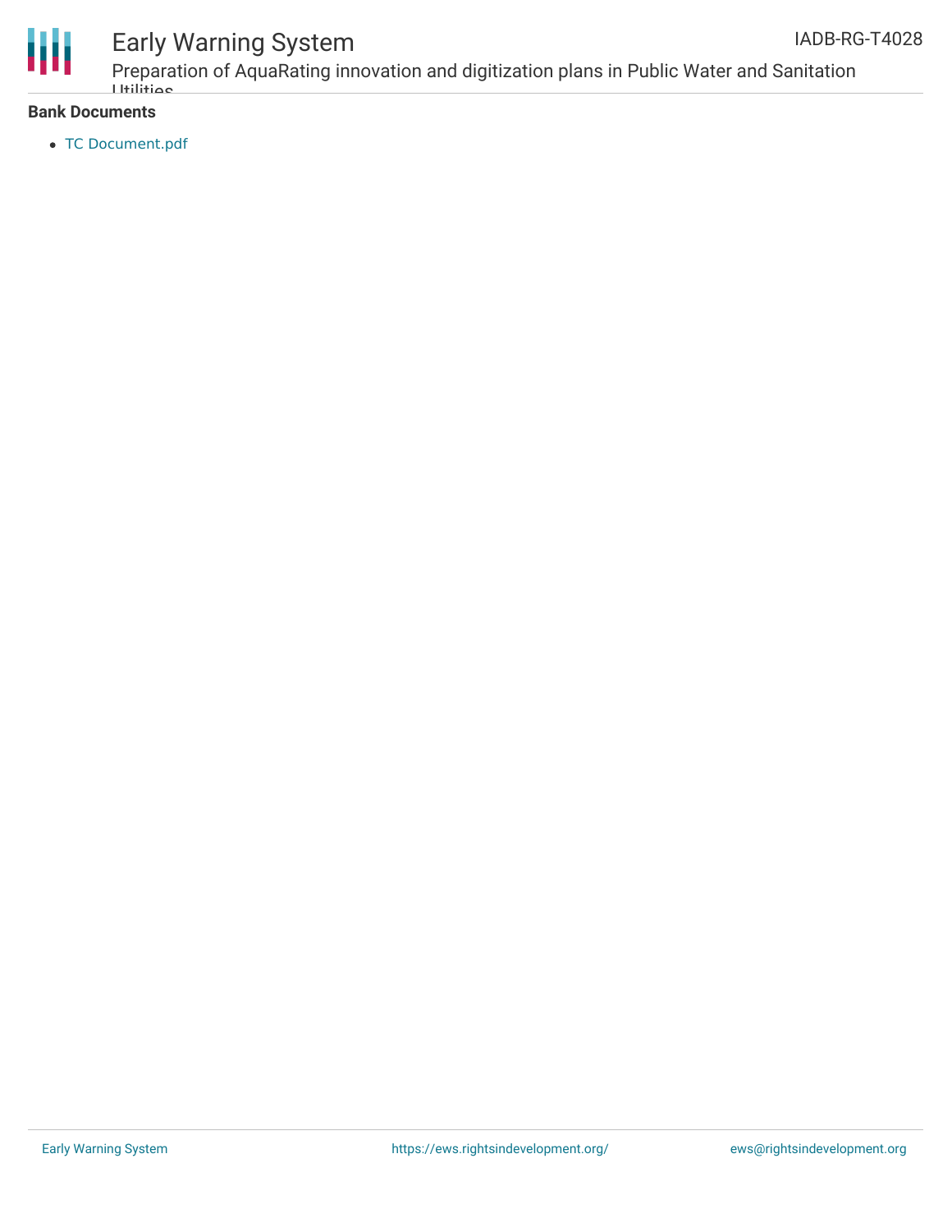**Bank Documents**

- TC Document.pdf